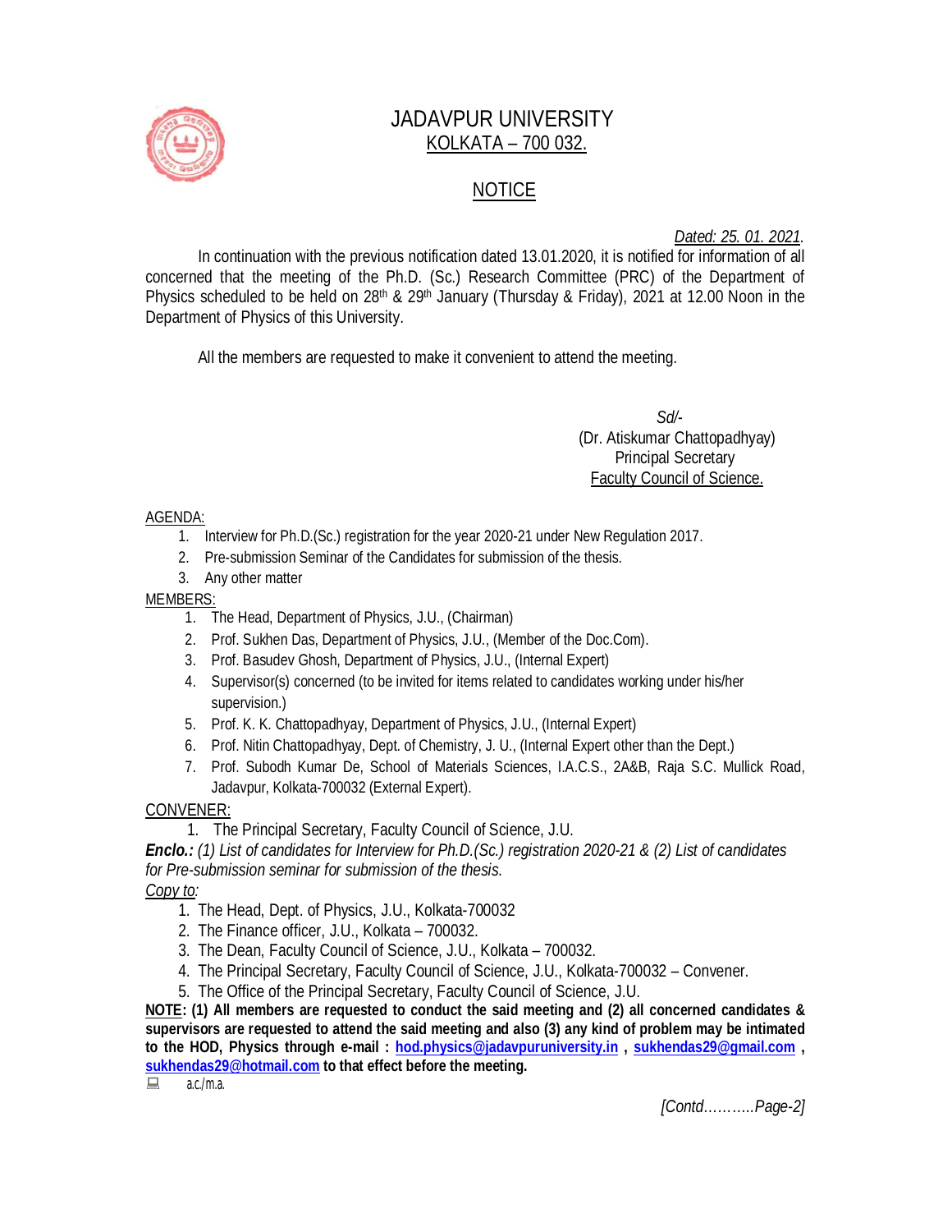# JADAVPUR UNIVERSITY
## KOLKATA – 700 032.

## NOTICE

*Dated: 25. 01. 2021.*

In continuation with the previous notification dated 13.01.2020, it is notified for information of all concerned that the meeting of the Ph.D. (Sc.) Research Committee (PRC) of the Department of Physics scheduled to be held on 28th & 29th January (Thursday & Friday), 2021 at 12.00 Noon in the Department of Physics of this University.

All the members are requested to make it convenient to attend the meeting.

Sd/-
(Dr. Atiskumar Chattopadhyay)
Principal Secretary
Faculty Council of Science.

AGENDA:

1. Interview for Ph.D.(Sc.) registration for the year 2020-21 under New Regulation 2017.
2. Pre-submission Seminar of the Candidates for submission of the thesis.
3. Any other matter

MEMBERS:

1. The Head, Department of Physics, J.U., (Chairman)
2. Prof. Sukhen Das, Department of Physics, J.U., (Member of the Doc.Com).
3. Prof. Basudev Ghosh, Department of Physics, J.U., (Internal Expert)
4. Supervisor(s) concerned (to be invited for items related to candidates working under his/her supervision.)
5. Prof. K. K. Chattopadhyay, Department of Physics, J.U., (Internal Expert)
6. Prof. Nitin Chattopadhyay, Dept. of Chemistry, J. U., (Internal Expert other than the Dept.)
7. Prof. Subodh Kumar De, School of Materials Sciences, I.A.C.S., 2A&B, Raja S.C. Mullick Road, Jadavpur, Kolkata-700032 (External Expert).

CONVENER:

1. The Principal Secretary, Faculty Council of Science, J.U.

***Enclo.:*** *(1) List of candidates for Interview for Ph.D.(Sc.) registration 2020-21 & (2) List of candidates for Pre-submission seminar for submission of the thesis.*

*Copy to:*

1. The Head, Dept. of Physics, J.U., Kolkata-700032
2. The Finance officer, J.U., Kolkata – 700032.
3. The Dean, Faculty Council of Science, J.U., Kolkata – 700032.
4. The Principal Secretary, Faculty Council of Science, J.U., Kolkata-700032 – Convener.
5. The Office of the Principal Secretary, Faculty Council of Science, J.U.

**NOTE: (1) All members are requested to conduct the said meeting and (2) all concerned candidates & supervisors are requested to attend the said meeting and also (3) any kind of problem may be intimated to the HOD, Physics through e-mail : hod.physics@jadavpuruniversity.in , sukhendas29@gmail.com , sukhendas29@hotmail.com to that effect before the meeting.**

a.c./m.a.

*[Contd……….Page-2]*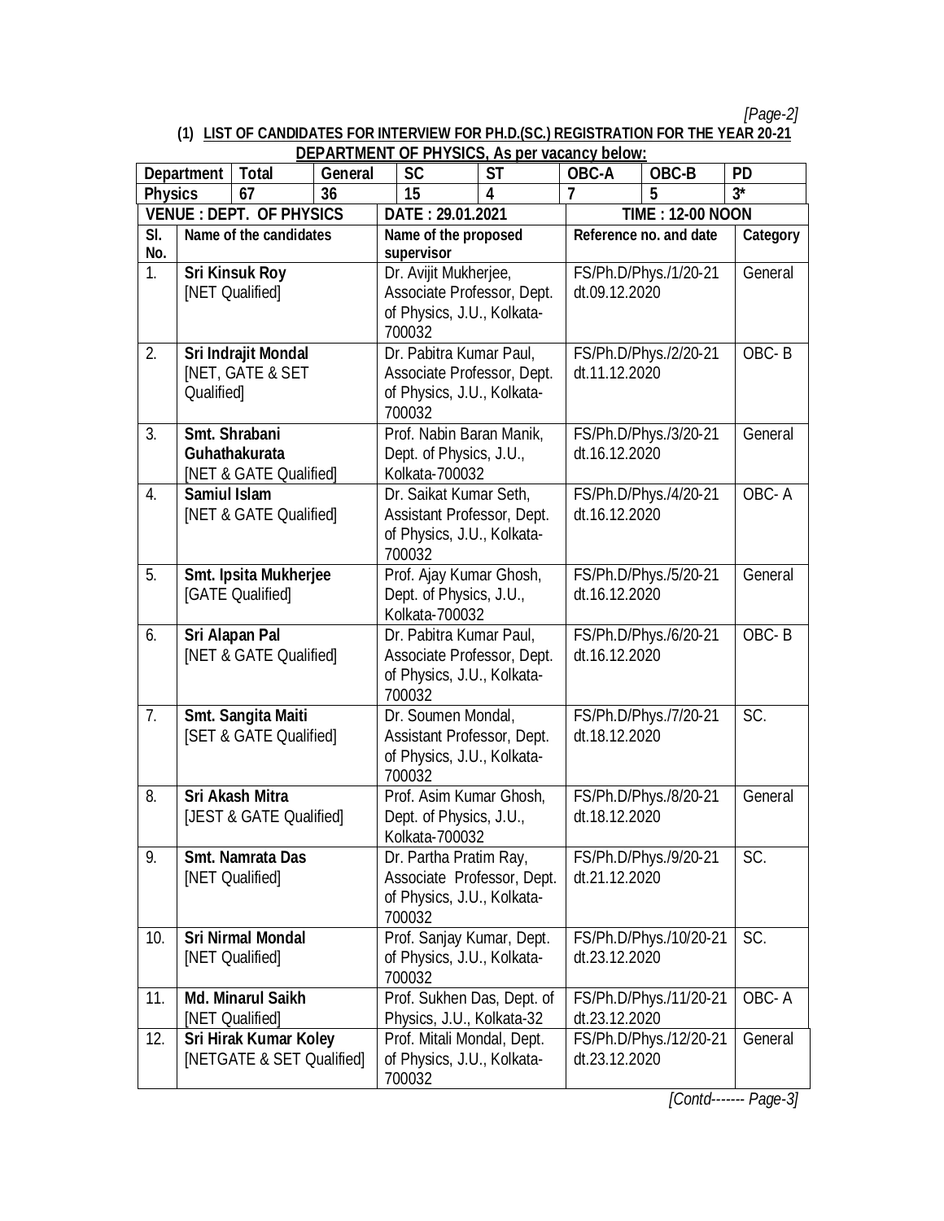**(1) LIST OF CANDIDATES FOR INTERVIEW FOR PH.D.(SC.) REGISTRATION FOR THE YEAR 20-21 DEPARTMENT OF PHYSICS, As per vacancy below:**

| Department | Total | General | SC | ST | OBC-A | OBC-B | PD |
|---|---|---|---|---|---|---|---|
| Physics | 67 | 36 | 15 | 4 | 7 | 5 | 3* |

| VENUE : DEPT. OF PHYSICS | DATE : 29.01.2021 | TIME : 12-00 NOON |
|---|---|---|

| Sl. No. | Name of the candidates | Name of the proposed supervisor | Reference no. and date | Category |
|---|---|---|---|---|
| 1. | **Sri Kinsuk Roy** [NET Qualified] | Dr. Avijit Mukherjee, Associate Professor, Dept. of Physics, J.U., Kolkata-700032 | FS/Ph.D/Phys./1/20-21 dt.09.12.2020 | General |
| 2. | **Sri Indrajit Mondal** [NET, GATE & SET Qualified] | Dr. Pabitra Kumar Paul, Associate Professor, Dept. of Physics, J.U., Kolkata-700032 | FS/Ph.D/Phys./2/20-21 dt.11.12.2020 | OBC- B |
| 3. | **Smt. Shrabani Guhathakurata** [NET & GATE Qualified] | Prof. Nabin Baran Manik, Dept. of Physics, J.U., Kolkata-700032 | FS/Ph.D/Phys./3/20-21 dt.16.12.2020 | General |
| 4. | **Samiul Islam** [NET & GATE Qualified] | Dr. Saikat Kumar Seth, Assistant Professor, Dept. of Physics, J.U., Kolkata-700032 | FS/Ph.D/Phys./4/20-21 dt.16.12.2020 | OBC- A |
| 5. | **Smt. Ipsita Mukherjee** [GATE Qualified] | Prof. Ajay Kumar Ghosh, Dept. of Physics, J.U., Kolkata-700032 | FS/Ph.D/Phys./5/20-21 dt.16.12.2020 | General |
| 6. | **Sri Alapan Pal** [NET & GATE Qualified] | Dr. Pabitra Kumar Paul, Associate Professor, Dept. of Physics, J.U., Kolkata-700032 | FS/Ph.D/Phys./6/20-21 dt.16.12.2020 | OBC- B |
| 7. | **Smt. Sangita Maiti** [SET & GATE Qualified] | Dr. Soumen Mondal, Assistant Professor, Dept. of Physics, J.U., Kolkata-700032 | FS/Ph.D/Phys./7/20-21 dt.18.12.2020 | SC. |
| 8. | **Sri Akash Mitra** [JEST & GATE Qualified] | Prof. Asim Kumar Ghosh, Dept. of Physics, J.U., Kolkata-700032 | FS/Ph.D/Phys./8/20-21 dt.18.12.2020 | General |
| 9. | **Smt. Namrata Das** [NET Qualified] | Dr. Partha Pratim Ray, Associate Professor, Dept. of Physics, J.U., Kolkata-700032 | FS/Ph.D/Phys./9/20-21 dt.21.12.2020 | SC. |
| 10. | **Sri Nirmal Mondal** [NET Qualified] | Prof. Sanjay Kumar, Dept. of Physics, J.U., Kolkata-700032 | FS/Ph.D/Phys./10/20-21 dt.23.12.2020 | SC. |
| 11. | **Md. Minarul Saikh** [NET Qualified] | Prof. Sukhen Das, Dept. of Physics, J.U., Kolkata-32 | FS/Ph.D/Phys./11/20-21 dt.23.12.2020 | OBC- A |
| 12. | **Sri Hirak Kumar Koley** [NETGATE & SET Qualified] | Prof. Mitali Mondal, Dept. of Physics, J.U., Kolkata-700032 | FS/Ph.D/Phys./12/20-21 dt.23.12.2020 | General |

*[Contd------- Page-3]*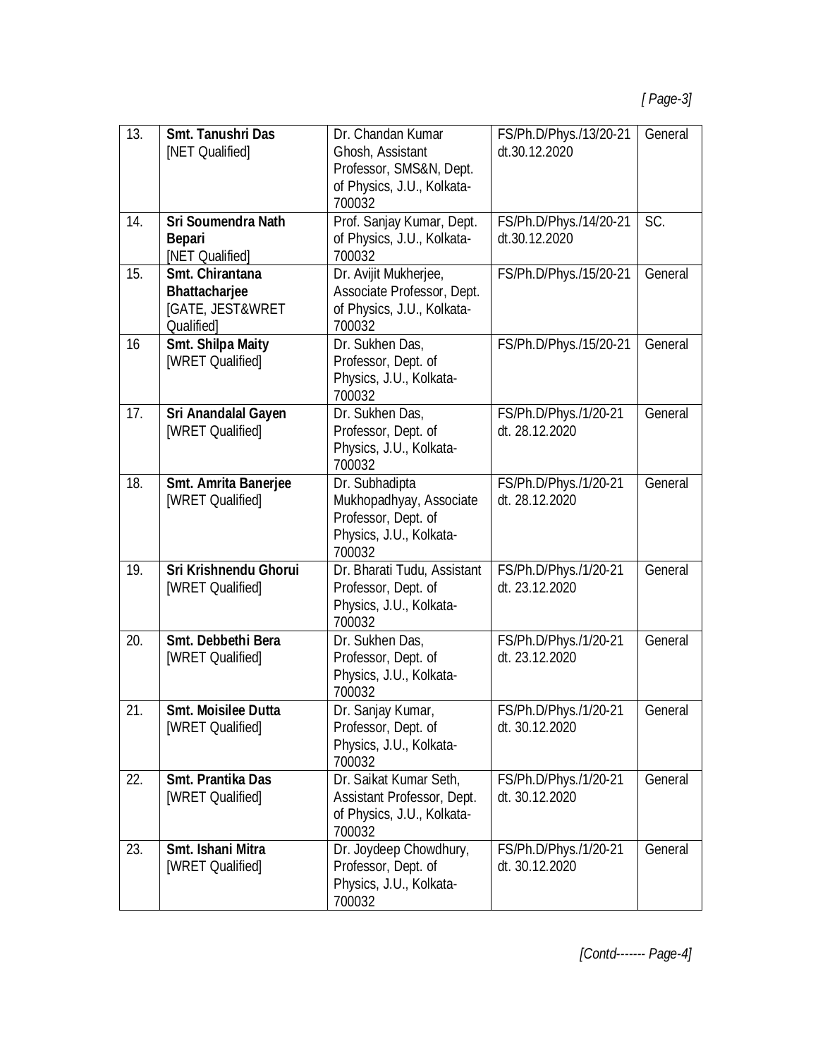| 13. | **Smt. Tanushri Das** [NET Qualified] | Dr. Chandan Kumar Ghosh, Assistant Professor, SMS&N, Dept. of Physics, J.U., Kolkata-700032 | FS/Ph.D/Phys./13/20-21 dt.30.12.2020 | General |
|---|---|---|---|---|
| 14. | **Sri Soumendra Nath Bepari** [NET Qualified] | Prof. Sanjay Kumar, Dept. of Physics, J.U., Kolkata-700032 | FS/Ph.D/Phys./14/20-21 dt.30.12.2020 | SC. |
| 15. | **Smt. Chirantana Bhattacharjee** [GATE, JEST&WRET Qualified] | Dr. Avijit Mukherjee, Associate Professor, Dept. of Physics, J.U., Kolkata-700032 | FS/Ph.D/Phys./15/20-21 | General |
| 16 | **Smt. Shilpa Maity** [WRET Qualified] | Dr. Sukhen Das, Professor, Dept. of Physics, J.U., Kolkata-700032 | FS/Ph.D/Phys./15/20-21 | General |
| 17. | **Sri Anandalal Gayen** [WRET Qualified] | Dr. Sukhen Das, Professor, Dept. of Physics, J.U., Kolkata-700032 | FS/Ph.D/Phys./1/20-21 dt. 28.12.2020 | General |
| 18. | **Smt. Amrita Banerjee** [WRET Qualified] | Dr. Subhadipta Mukhopadhyay, Associate Professor, Dept. of Physics, J.U., Kolkata-700032 | FS/Ph.D/Phys./1/20-21 dt. 28.12.2020 | General |
| 19. | **Sri Krishnendu Ghorui** [WRET Qualified] | Dr. Bharati Tudu, Assistant Professor, Dept. of Physics, J.U., Kolkata-700032 | FS/Ph.D/Phys./1/20-21 dt. 23.12.2020 | General |
| 20. | **Smt. Debbethi Bera** [WRET Qualified] | Dr. Sukhen Das, Professor, Dept. of Physics, J.U., Kolkata-700032 | FS/Ph.D/Phys./1/20-21 dt. 23.12.2020 | General |
| 21. | **Smt. Moisilee Dutta** [WRET Qualified] | Dr. Sanjay Kumar, Professor, Dept. of Physics, J.U., Kolkata-700032 | FS/Ph.D/Phys./1/20-21 dt. 30.12.2020 | General |
| 22. | **Smt. Prantika Das** [WRET Qualified] | Dr. Saikat Kumar Seth, Assistant Professor, Dept. of Physics, J.U., Kolkata-700032 | FS/Ph.D/Phys./1/20-21 dt. 30.12.2020 | General |
| 23. | **Smt. Ishani Mitra** [WRET Qualified] | Dr. Joydeep Chowdhury, Professor, Dept. of Physics, J.U., Kolkata-700032 | FS/Ph.D/Phys./1/20-21 dt. 30.12.2020 | General |

*[Contd------- Page-4]*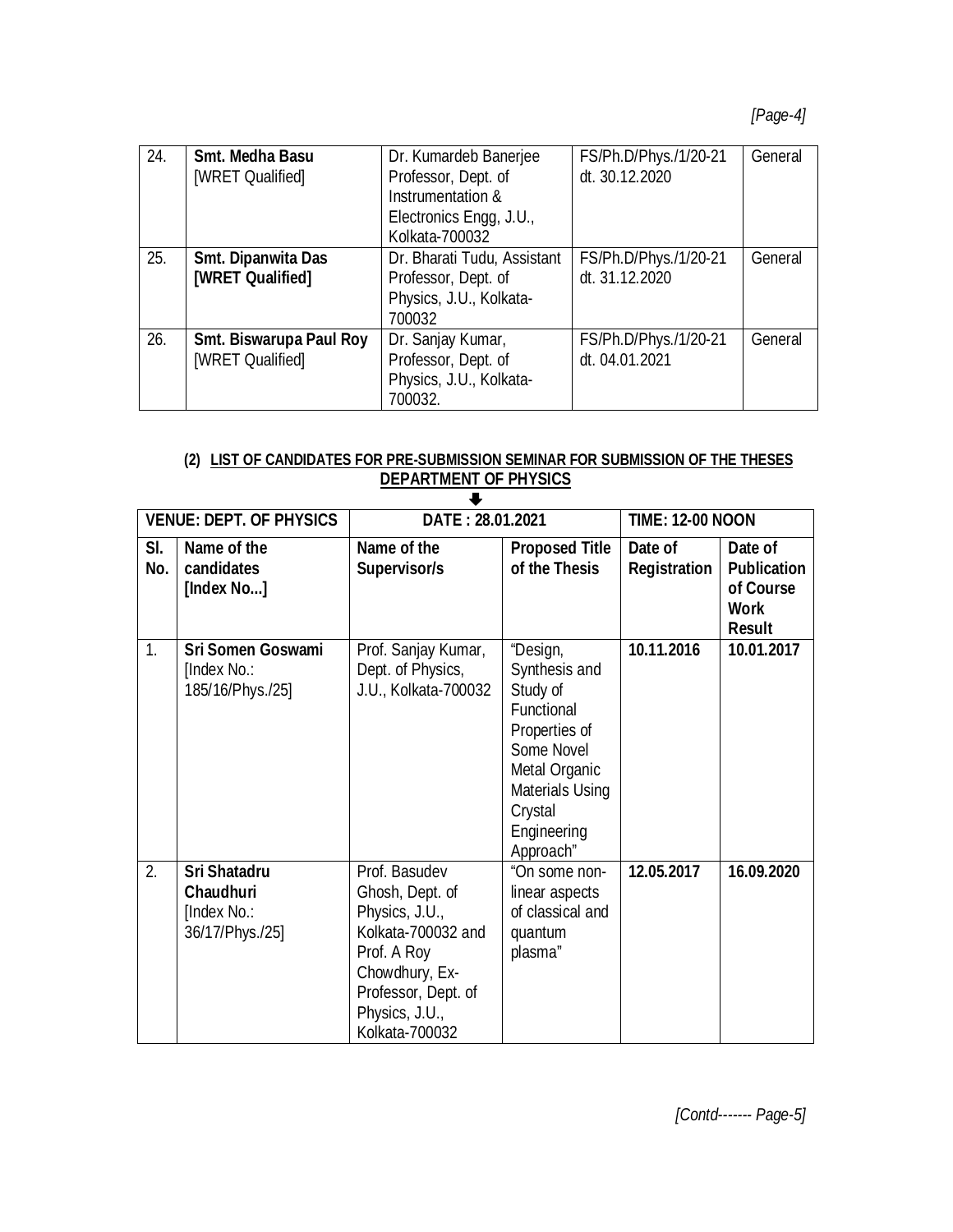| 24. | **Smt. Medha Basu** [WRET Qualified] | Dr. Kumardeb Banerjee Professor, Dept. of Instrumentation & Electronics Engg, J.U., Kolkata-700032 | FS/Ph.D/Phys./1/20-21 dt. 30.12.2020 | General |
|---|---|---|---|---|
| 25. | **Smt. Dipanwita Das** **[WRET Qualified]** | Dr. Bharati Tudu, Assistant Professor, Dept. of Physics, J.U., Kolkata-700032 | FS/Ph.D/Phys./1/20-21 dt. 31.12.2020 | General |
| 26. | **Smt. Biswarupa Paul Roy** [WRET Qualified] | Dr. Sanjay Kumar, Professor, Dept. of Physics, J.U., Kolkata-700032. | FS/Ph.D/Phys./1/20-21 dt. 04.01.2021 | General |

**(2) LIST OF CANDIDATES FOR PRE-SUBMISSION SEMINAR FOR SUBMISSION OF THE THESES**

**DEPARTMENT OF PHYSICS**

| **VENUE: DEPT. OF PHYSICS** | | **DATE : 28.01.2021** | | **TIME: 12-00 NOON** | |
|---|---|---|---|---|---|
| **Sl. No.** | **Name of the candidates [Index No...]** | **Name of the Supervisor/s** | **Proposed Title of the Thesis** | **Date of Registration** | **Date of Publication of Course Work Result** |
| 1. | **Sri Somen Goswami** [Index No.: 185/16/Phys./25] | Prof. Sanjay Kumar, Dept. of Physics, J.U., Kolkata-700032 | "Design, Synthesis and Study of Functional Properties of Some Novel Metal Organic Materials Using Crystal Engineering Approach" | **10.11.2016** | **10.01.2017** |
| 2. | **Sri Shatadru Chaudhuri** [Index No.: 36/17/Phys./25] | Prof. Basudev Ghosh, Dept. of Physics, J.U., Kolkata-700032 and Prof. A Roy Chowdhury, Ex-Professor, Dept. of Physics, J.U., Kolkata-700032 | "On some non-linear aspects of classical and quantum plasma" | **12.05.2017** | **16.09.2020** |

*[Contd------- Page-5]*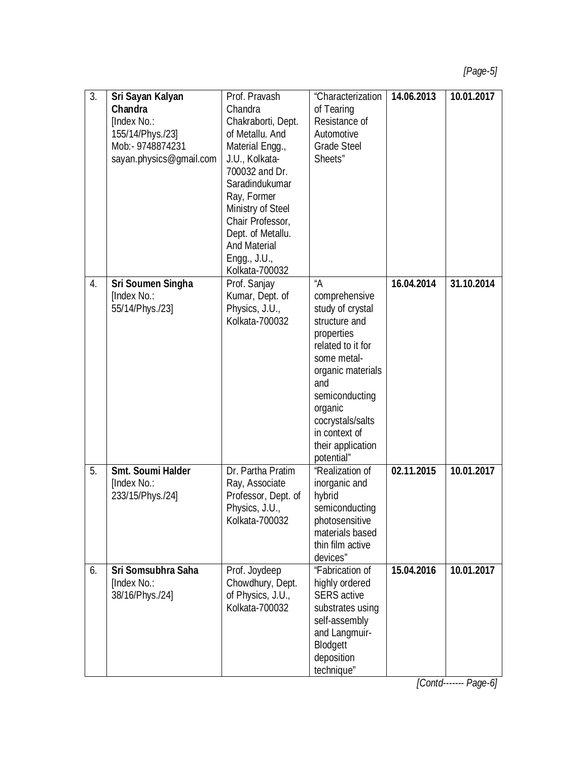| 3. | **Sri Sayan Kalyan Chandra** [Index No.: 155/14/Phys./23] Mob:- 9748874231 sayan.physics@gmail.com | Prof. Pravash Chandra Chakraborti, Dept. of Metallu. And Material Engg., J.U., Kolkata-700032 and Dr. Saradindukumar Ray, Former Ministry of Steel Chair Professor, Dept. of Metallu. And Material Engg., J.U., Kolkata-700032 | "Characterization of Tearing Resistance of Automotive Grade Steel Sheets" | **14.06.2013** | **10.01.2017** |
|---|---|---|---|---|---|
| 4. | **Sri Soumen Singha** [Index No.: 55/14/Phys./23] | Prof. Sanjay Kumar, Dept. of Physics, J.U., Kolkata-700032 | "A comprehensive study of crystal structure and properties related to it for some metal-organic materials and semiconducting organic cocrystals/salts in context of their application potential" | **16.04.2014** | **31.10.2014** |
| 5. | **Smt. Soumi Halder** [Index No.: 233/15/Phys./24] | Dr. Partha Pratim Ray, Associate Professor, Dept. of Physics, J.U., Kolkata-700032 | "Realization of inorganic and hybrid semiconducting photosensitive materials based thin film active devices" | **02.11.2015** | **10.01.2017** |
| 6. | **Sri Somsubhra Saha** [Index No.: 38/16/Phys./24] | Prof. Joydeep Chowdhury, Dept. of Physics, J.U., Kolkata-700032 | "Fabrication of highly ordered SERS active substrates using self-assembly and Langmuir-Blodgett deposition technique" | **15.04.2016** | **10.01.2017** |

*[Contd------- Page-6]*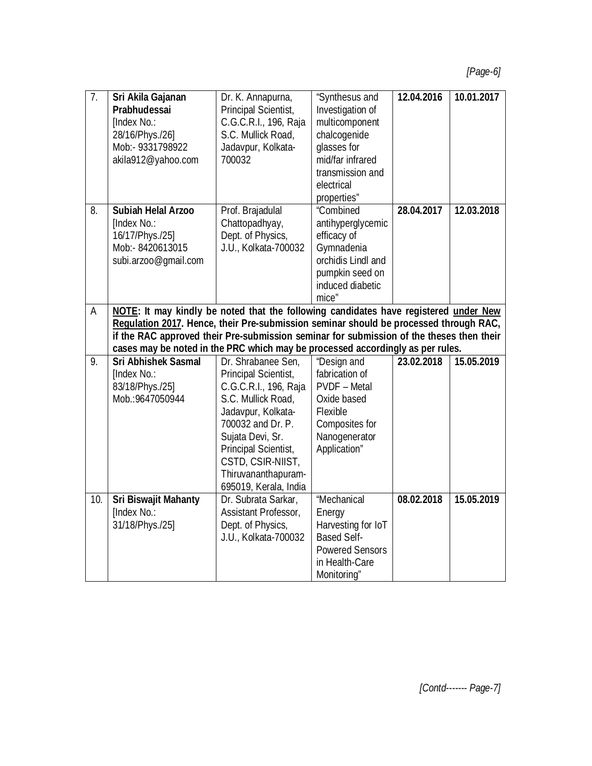| 7. | **Sri Akila Gajanan Prabhudessai** [Index No.: 28/16/Phys./26] Mob:- 9331798922 akila912@yahoo.com | Dr. K. Annapurna, Principal Scientist, C.G.C.R.I., 196, Raja S.C. Mullick Road, Jadavpur, Kolkata-700032 | "Synthesus and Investigation of multicomponent chalcogenide glasses for mid/far infrared transmission and electrical properties" | **12.04.2016** | **10.01.2017** |
|---|---|---|---|---|---|
| 8. | **Subiah Helal Arzoo** [Index No.: 16/17/Phys./25] Mob:- 8420613015 subi.arzoo@gmail.com | Prof. Brajadulal Chattopadhyay, Dept. of Physics, J.U., Kolkata-700032 | "Combined antihyperglycemic efficacy of Gymnadenia orchidis Lindl and pumpkin seed on induced diabetic mice" | **28.04.2017** | **12.03.2018** |
| A | **<u>NOTE</u>: It may kindly be noted that the following candidates have registered <u>under New Regulation 2017</u>. Hence, their Pre-submission seminar should be processed through RAC, if the RAC approved their Pre-submission seminar for submission of the theses then their cases may be noted in the PRC which may be processed accordingly as per rules.** | | | | |
| 9. | **Sri Abhishek Sasmal** [Index No.: 83/18/Phys./25] Mob.:9647050944 | Dr. Shrabanee Sen, Principal Scientist, C.G.C.R.I., 196, Raja S.C. Mullick Road, Jadavpur, Kolkata-700032 and Dr. P. Sujata Devi, Sr. Principal Scientist, CSTD, CSIR-NIIST, Thiruvananthapuram-695019, Kerala, India | "Design and fabrication of PVDF – Metal Oxide based Flexible Composites for Nanogenerator Application" | **23.02.2018** | **15.05.2019** |
| 10. | **Sri Biswajit Mahanty** [Index No.: 31/18/Phys./25] | Dr. Subrata Sarkar, Assistant Professor, Dept. of Physics, J.U., Kolkata-700032 | "Mechanical Energy Harvesting for IoT Based Self-Powered Sensors in Health-Care Monitoring" | **08.02.2018** | **15.05.2019** |

*[Contd------- Page-7]*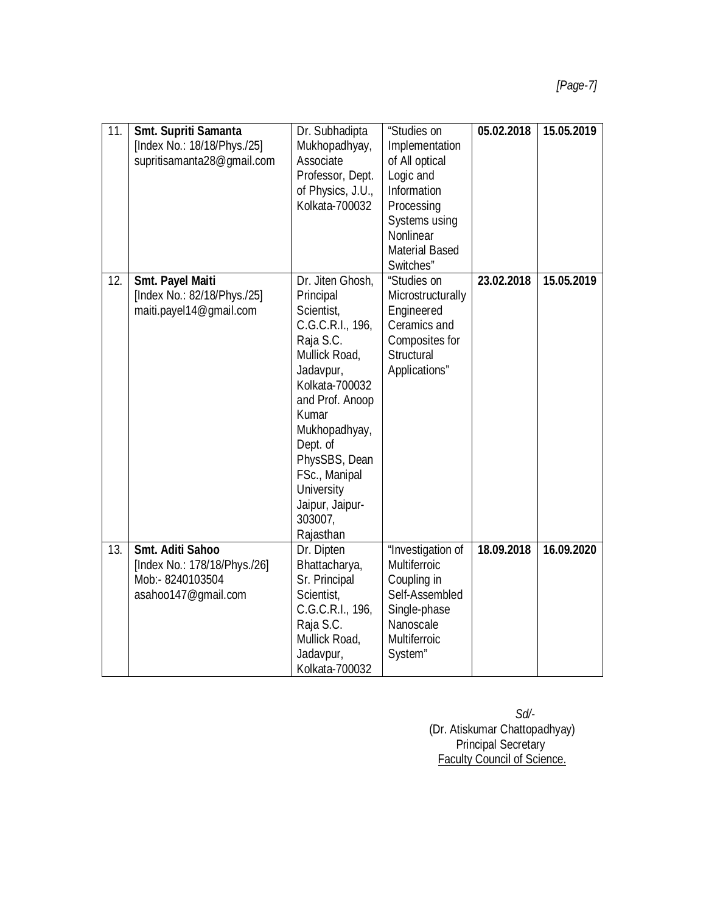| | | | | | |
|---|---|---|---|---|---|
| 11. | **Smt. Supriti Samanta** [Index No.: 18/18/Phys./25] supritisamanta28@gmail.com | Dr. Subhadipta Mukhopadhyay, Associate Professor, Dept. of Physics, J.U., Kolkata-700032 | "Studies on Implementation of All optical Logic and Information Processing Systems using Nonlinear Material Based Switches" | **05.02.2018** | **15.05.2019** |
| 12. | **Smt. Payel Maiti** [Index No.: 82/18/Phys./25] maiti.payel14@gmail.com | Dr. Jiten Ghosh, Principal Scientist, C.G.C.R.I., 196, Raja S.C. Mullick Road, Jadavpur, Kolkata-700032 and Prof. Anoop Kumar Mukhopadhyay, Dept. of PhysSBS, Dean FSc., Manipal University Jaipur, Jaipur-303007, Rajasthan | "Studies on Microstructurally Engineered Ceramics and Composites for Structural Applications" | **23.02.2018** | **15.05.2019** |
| 13. | **Smt. Aditi Sahoo** [Index No.: 178/18/Phys./26] Mob:- 8240103504 asahoo147@gmail.com | Dr. Dipten Bhattacharya, Sr. Principal Scientist, C.G.C.R.I., 196, Raja S.C. Mullick Road, Jadavpur, Kolkata-700032 | "Investigation of Multiferroic Coupling in Self-Assembled Single-phase Nanoscale Multiferroic System" | **18.09.2018** | **16.09.2020** |

*Sd/-*
(Dr. Atiskumar Chattopadhyay)
Principal Secretary
Faculty Council of Science.